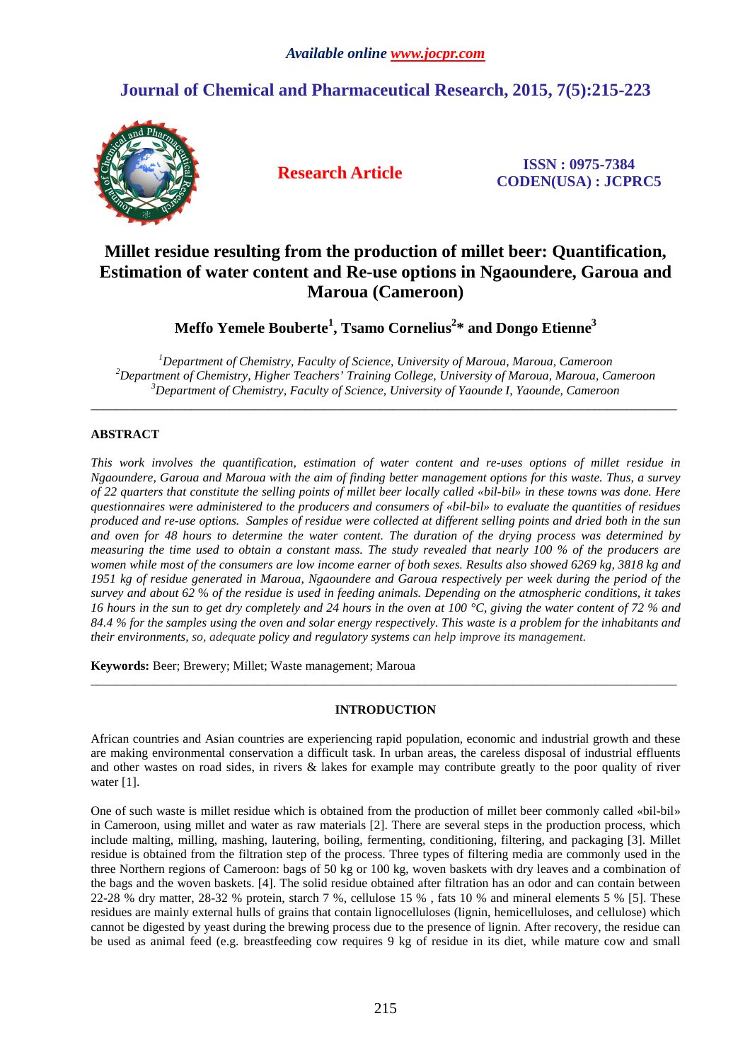# Millet residue resulting from the production of millet beer: Quantification, Estimation of water content and Re-use options in Ngaoundere, Garoua and Maroua (Cameroon)

**Meffo Yemele Bouberte[1], Tsamo Cornelius[2]* and Dongo Etienne[3]**

[1]*Department of Chemistry, Faculty of Science, University of Maroua, Maroua, Cameroon*
[2]*Department of Chemistry, Higher Teachers' Training College, University of Maroua, Maroua, Cameroon*
[3]*Department of Chemistry, Faculty of Science, University of Yaounde I, Yaounde, Cameroon*

---

## ABSTRACT

*This work involves the quantification, estimation of water content and re-uses options of millet residue in Ngaoundere, Garoua and Maroua with the aim of finding better management options for this waste. Thus, a survey of 22 quarters that constitute the selling points of millet beer locally called «bil-bil» in these towns was done. Here questionnaires were administered to the producers and consumers of «bil-bil» to evaluate the quantities of residues produced and re-use options. Samples of residue were collected at different selling points and dried both in the sun and oven for 48 hours to determine the water content. The duration of the drying process was determined by measuring the time used to obtain a constant mass. The study revealed that nearly 100 % of the producers are women while most of the consumers are low income earner of both sexes. Results also showed 6269 kg, 3818 kg and 1951 kg of residue generated in Maroua, Ngaoundere and Garoua respectively per week during the period of the survey and about 62 % of the residue is used in feeding animals. Depending on the atmospheric conditions, it takes 16 hours in the sun to get dry completely and 24 hours in the oven at 100 °C, giving the water content of 72 % and 84.4 % for the samples using the oven and solar energy respectively. This waste is a problem for the inhabitants and their environments, so, adequate policy and regulatory systems can help improve its management.*

**Keywords:** Beer; Brewery; Millet; Waste management; Maroua

---

## INTRODUCTION

African countries and Asian countries are experiencing rapid population, economic and industrial growth and these are making environmental conservation a difficult task. In urban areas, the careless disposal of industrial effluents and other wastes on road sides, in rivers & lakes for example may contribute greatly to the poor quality of river water [1].

One of such waste is millet residue which is obtained from the production of millet beer commonly called «bil-bil» in Cameroon, using millet and water as raw materials [2]. There are several steps in the production process, which include malting, milling, mashing, lautering, boiling, fermenting, conditioning, filtering, and packaging [3]. Millet residue is obtained from the filtration step of the process. Three types of filtering media are commonly used in the three Northern regions of Cameroon: bags of 50 kg or 100 kg, woven baskets with dry leaves and a combination of the bags and the woven baskets. [4]. The solid residue obtained after filtration has an odor and can contain between 22-28 % dry matter, 28-32 % protein, starch 7 %, cellulose 15 % , fats 10 % and mineral elements 5 % [5]. These residues are mainly external hulls of grains that contain lignocelluloses (lignin, hemicelluloses, and cellulose) which cannot be digested by yeast during the brewing process due to the presence of lignin. After recovery, the residue can be used as animal feed (e.g. breastfeeding cow requires 9 kg of residue in its diet, while mature cow and small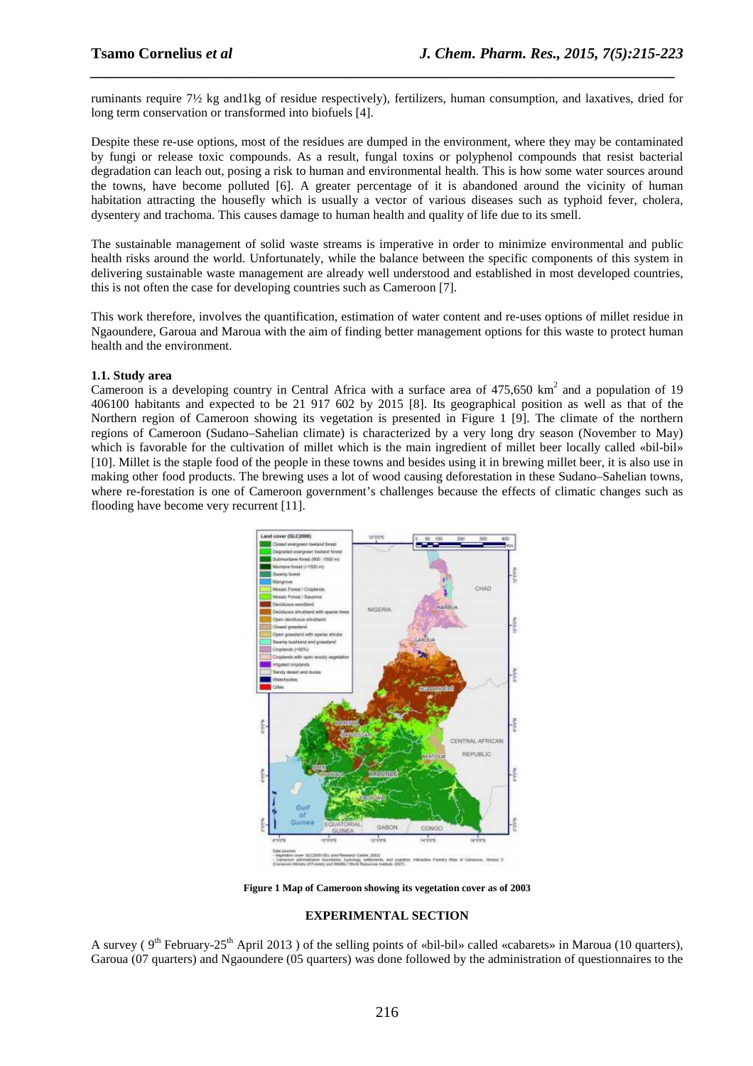ruminants require 7½ kg and1kg of residue respectively), fertilizers, human consumption, and laxatives, dried for long term conservation or transformed into biofuels [4].

Despite these re-use options, most of the residues are dumped in the environment, where they may be contaminated by fungi or release toxic compounds. As a result, fungal toxins or polyphenol compounds that resist bacterial degradation can leach out, posing a risk to human and environmental health. This is how some water sources around the towns, have become polluted [6]. A greater percentage of it is abandoned around the vicinity of human habitation attracting the housefly which is usually a vector of various diseases such as typhoid fever, cholera, dysentery and trachoma. This causes damage to human health and quality of life due to its smell.

The sustainable management of solid waste streams is imperative in order to minimize environmental and public health risks around the world. Unfortunately, while the balance between the specific components of this system in delivering sustainable waste management are already well understood and established in most developed countries, this is not often the case for developing countries such as Cameroon [7].

This work therefore, involves the quantification, estimation of water content and re-uses options of millet residue in Ngaoundere, Garoua and Maroua with the aim of finding better management options for this waste to protect human health and the environment.

### 1.1. Study area

Cameroon is a developing country in Central Africa with a surface area of 475,650 $km^2$ and a population of 19 406100 habitants and expected to be 21 917 602 by 2015 [8]. Its geographical position as well as that of the Northern region of Cameroon showing its vegetation is presented in Figure 1 [9]. The climate of the northern regions of Cameroon (Sudano–Sahelian climate) is characterized by a very long dry season (November to May) which is favorable for the cultivation of millet which is the main ingredient of millet beer locally called «bil-bil» [10]. Millet is the staple food of the people in these towns and besides using it in brewing millet beer, it is also use in making other food products. The brewing uses a lot of wood causing deforestation in these Sudano–Sahelian towns, where re-forestation is one of Cameroon government's challenges because the effects of climatic changes such as flooding have become very recurrent [11].

**Figure 1 Map of Cameroon showing its vegetation cover as of 2003**

## EXPERIMENTAL SECTION

A survey ( 9th February-25th April 2013 ) of the selling points of «bil-bil» called «cabarets» in Maroua (10 quarters), Garoua (07 quarters) and Ngaoundere (05 quarters) was done followed by the administration of questionnaires to the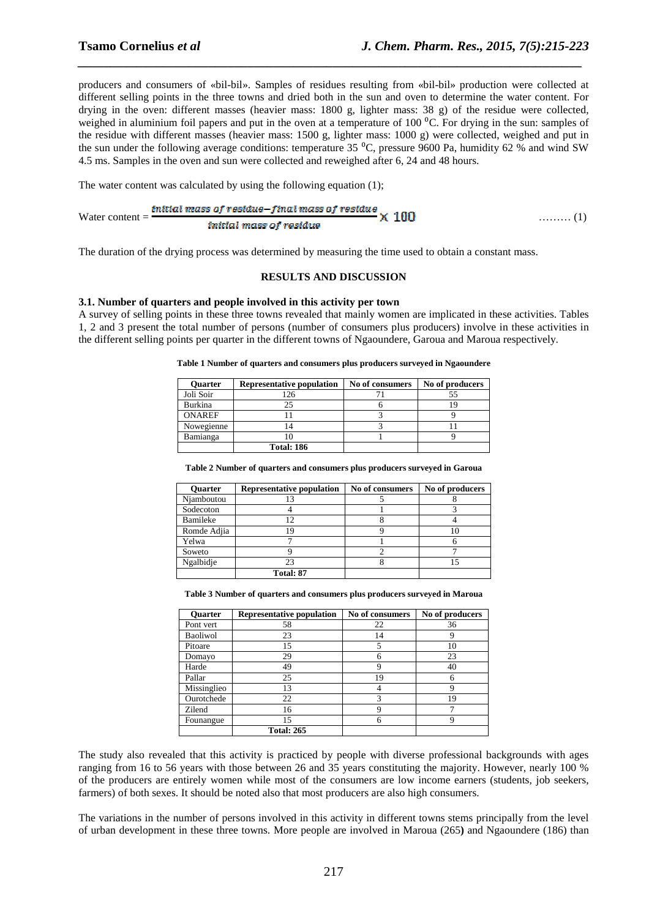producers and consumers of «bil-bil». Samples of residues resulting from «bil-bil» production were collected at different selling points in the three towns and dried both in the sun and oven to determine the water content. For drying in the oven: different masses (heavier mass: 1800 g, lighter mass: 38 g) of the residue were collected, weighed in aluminium foil papers and put in the oven at a temperature of 100 $^0$C. For drying in the sun: samples of the residue with different masses (heavier mass: 1500 g, lighter mass: 1000 g) were collected, weighed and put in the sun under the following average conditions: temperature 35 $^0$C, pressure 9600 Pa, humidity 62 % and wind SW 4.5 ms. Samples in the oven and sun were collected and reweighed after 6, 24 and 48 hours.

The water content was calculated by using the following equation (1);

$$\text{Water content} = \frac{\text{initial mass of residue} - \text{final mass of residue}}{\text{initial mass of residue}} \times 100 \quad \ldots\ldots\ldots (1)$$

The duration of the drying process was determined by measuring the time used to obtain a constant mass.

## RESULTS AND DISCUSSION

### 3.1. Number of quarters and people involved in this activity per town

A survey of selling points in these three towns revealed that mainly women are implicated in these activities. Tables 1, 2 and 3 present the total number of persons (number of consumers plus producers) involve in these activities in the different selling points per quarter in the different towns of Ngaoundere, Garoua and Maroua respectively.

**Table 1 Number of quarters and consumers plus producers surveyed in Ngaoundere**

| Quarter | Representative population | No of consumers | No of producers |
|---|---|---|---|
| Joli Soir | 126 | 71 | 55 |
| Burkina | 25 | 6 | 19 |
| ONAREF | 11 | 3 | 9 |
| Nowegienne | 14 | 3 | 11 |
| Bamianga | 10 | 1 | 9 |
| | **Total: 186** | | |

**Table 2 Number of quarters and consumers plus producers surveyed in Garoua**

| Quarter | Representative population | No of consumers | No of producers |
|---|---|---|---|
| Njamboutou | 13 | 5 | 8 |
| Sodecoton | 4 | 1 | 3 |
| Bamileke | 12 | 8 | 4 |
| Romde Adjia | 19 | 9 | 10 |
| Yelwa | 7 | 1 | 6 |
| Soweto | 9 | 2 | 7 |
| Ngalbidje | 23 | 8 | 15 |
| | **Total: 87** | | |

**Table 3 Number of quarters and consumers plus producers surveyed in Maroua**

| Quarter | Representative population | No of consumers | No of producers |
|---|---|---|---|
| Pont vert | 58 | 22 | 36 |
| Baoliwol | 23 | 14 | 9 |
| Pitoare | 15 | 5 | 10 |
| Domayo | 29 | 6 | 23 |
| Harde | 49 | 9 | 40 |
| Pallar | 25 | 19 | 6 |
| Missinglieo | 13 | 4 | 9 |
| Ourotchede | 22 | 3 | 19 |
| Zilend | 16 | 9 | 7 |
| Founangue | 15 | 6 | 9 |
| | **Total: 265** | | |

The study also revealed that this activity is practiced by people with diverse professional backgrounds with ages ranging from 16 to 56 years with those between 26 and 35 years constituting the majority. However, nearly 100 % of the producers are entirely women while most of the consumers are low income earners (students, job seekers, farmers) of both sexes. It should be noted also that most producers are also high consumers.

The variations in the number of persons involved in this activity in different towns stems principally from the level of urban development in these three towns. More people are involved in Maroua (265**)** and Ngaoundere (186) than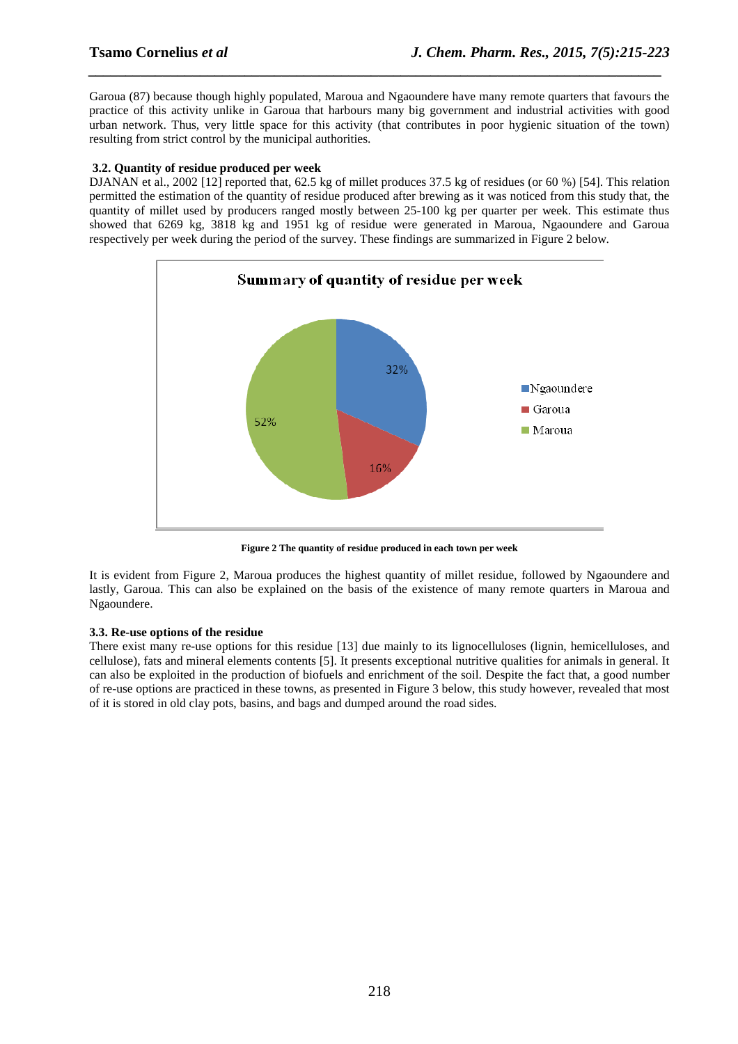Garoua (87) because though highly populated, Maroua and Ngaoundere have many remote quarters that favours the practice of this activity unlike in Garoua that harbours many big government and industrial activities with good urban network. Thus, very little space for this activity (that contributes in poor hygienic situation of the town) resulting from strict control by the municipal authorities.

### 3.2. Quantity of residue produced per week

DJANAN et al., 2002 [12] reported that, 62.5 kg of millet produces 37.5 kg of residues (or 60 %) [54]. This relation permitted the estimation of the quantity of residue produced after brewing as it was noticed from this study that, the quantity of millet used by producers ranged mostly between 25-100 kg per quarter per week. This estimate thus showed that 6269 kg, 3818 kg and 1951 kg of residue were generated in Maroua, Ngaoundere and Garoua respectively per week during the period of the survey. These findings are summarized in Figure 2 below.

**Figure 2 The quantity of residue produced in each town per week**

It is evident from Figure 2, Maroua produces the highest quantity of millet residue, followed by Ngaoundere and lastly, Garoua. This can also be explained on the basis of the existence of many remote quarters in Maroua and Ngaoundere.

### 3.3. Re-use options of the residue

There exist many re-use options for this residue [13] due mainly to its lignocelluloses (lignin, hemicelluloses, and cellulose), fats and mineral elements contents [5]. It presents exceptional nutritive qualities for animals in general. It can also be exploited in the production of biofuels and enrichment of the soil. Despite the fact that, a good number of re-use options are practiced in these towns, as presented in Figure 3 below, this study however, revealed that most of it is stored in old clay pots, basins, and bags and dumped around the road sides.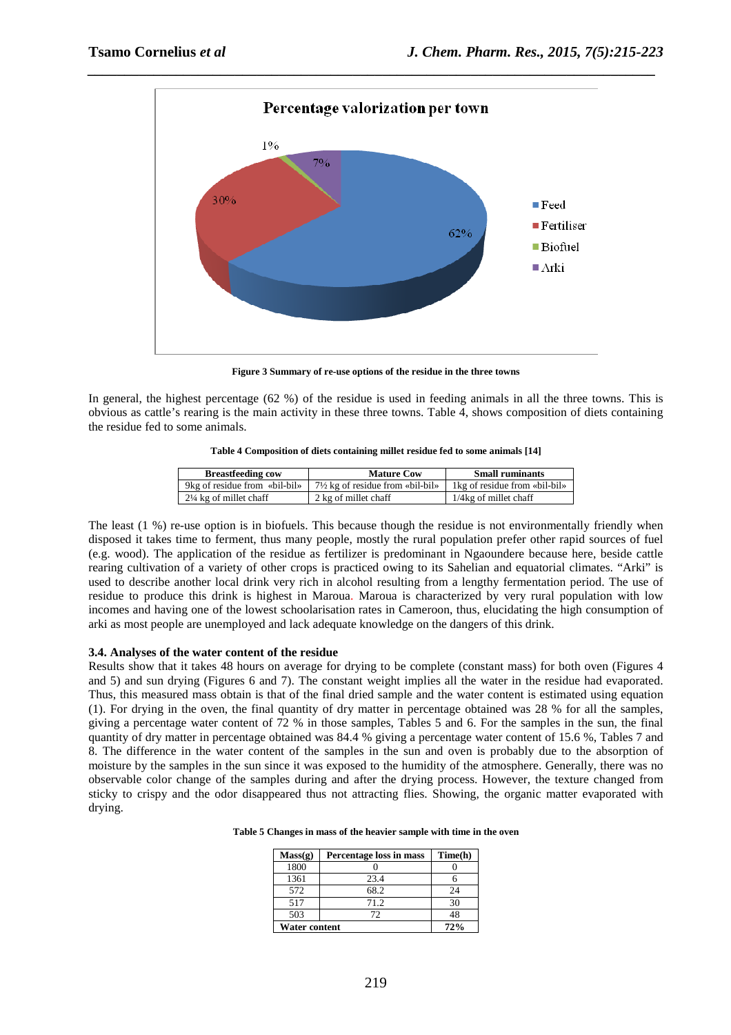Figure 3 Summary of re-use options of the residue in the three towns

In general, the highest percentage (62 %) of the residue is used in feeding animals in all the three towns. This is obvious as cattle's rearing is the main activity in these three towns. Table 4, shows composition of diets containing the residue fed to some animals.

**Table 4 Composition of diets containing millet residue fed to some animals [14]**

| Breastfeeding cow | Mature Cow | Small ruminants |
|---|---|---|
| 9kg of residue from «bil-bil» | 7½ kg of residue from «bil-bil» | 1kg of residue from «bil-bil» |
| 2¼ kg of millet chaff | 2 kg of millet chaff | 1/4kg of millet chaff |

The least (1 %) re-use option is in biofuels. This because though the residue is not environmentally friendly when disposed it takes time to ferment, thus many people, mostly the rural population prefer other rapid sources of fuel (e.g. wood). The application of the residue as fertilizer is predominant in Ngaoundere because here, beside cattle rearing cultivation of a variety of other crops is practiced owing to its Sahelian and equatorial climates. "Arki" is used to describe another local drink very rich in alcohol resulting from a lengthy fermentation period. The use of residue to produce this drink is highest in Maroua. Maroua is characterized by very rural population with low incomes and having one of the lowest schoolarisation rates in Cameroon, thus, elucidating the high consumption of arki as most people are unemployed and lack adequate knowledge on the dangers of this drink.

### 3.4. Analyses of the water content of the residue

Results show that it takes 48 hours on average for drying to be complete (constant mass) for both oven (Figures 4 and 5) and sun drying (Figures 6 and 7). The constant weight implies all the water in the residue had evaporated. Thus, this measured mass obtain is that of the final dried sample and the water content is estimated using equation (1). For drying in the oven, the final quantity of dry matter in percentage obtained was 28 % for all the samples, giving a percentage water content of 72 % in those samples, Tables 5 and 6. For the samples in the sun, the final quantity of dry matter in percentage obtained was 84.4 % giving a percentage water content of 15.6 %, Tables 7 and 8. The difference in the water content of the samples in the sun and oven is probably due to the absorption of moisture by the samples in the sun since it was exposed to the humidity of the atmosphere. Generally, there was no observable color change of the samples during and after the drying process. However, the texture changed from sticky to crispy and the odor disappeared thus not attracting flies. Showing, the organic matter evaporated with drying.

**Table 5 Changes in mass of the heavier sample with time in the oven**

| Mass(g) | Percentage loss in mass | Time(h) |
|---|---|---|
| 1800 | 0 | 0 |
| 1361 | 23.4 | 6 |
| 572 | 68.2 | 24 |
| 517 | 71.2 | 30 |
| 503 | 72 | 48 |
| **Water content** | | **72%** |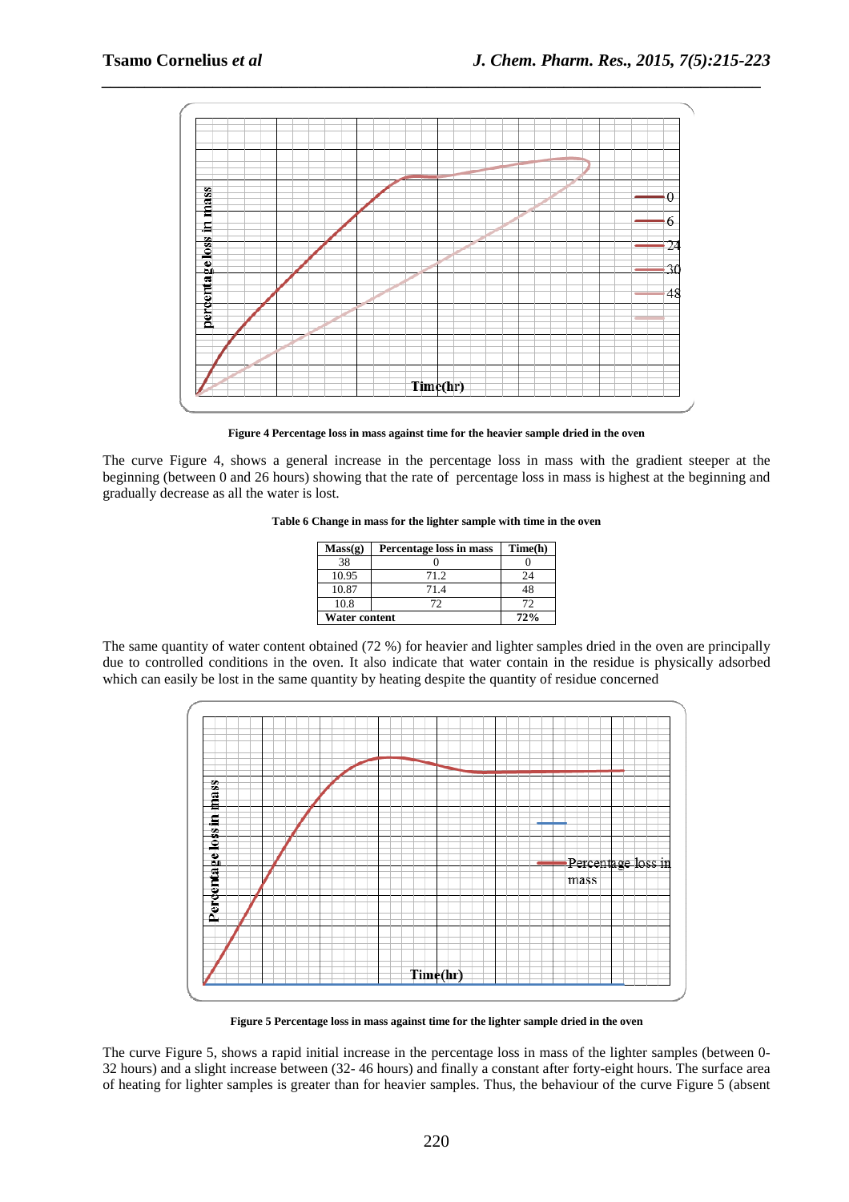Figure 4 Percentage loss in mass against time for the heavier sample dried in the oven

The curve Figure 4, shows a general increase in the percentage loss in mass with the gradient steeper at the beginning (between 0 and 26 hours) showing that the rate of percentage loss in mass is highest at the beginning and gradually decrease as all the water is lost.

**Table 6 Change in mass for the lighter sample with time in the oven**

| Mass(g) | Percentage loss in mass | Time(h) |
|---|---|---|
| 38 | 0 | 0 |
| 10.95 | 71.2 | 24 |
| 10.87 | 71.4 | 48 |
| 10.8 | 72 | 72 |
| **Water content** | | **72%** |

The same quantity of water content obtained (72 %) for heavier and lighter samples dried in the oven are principally due to controlled conditions in the oven. It also indicate that water contain in the residue is physically adsorbed which can easily be lost in the same quantity by heating despite the quantity of residue concerned

Figure 5 Percentage loss in mass against time for the lighter sample dried in the oven

The curve Figure 5, shows a rapid initial increase in the percentage loss in mass of the lighter samples (between 0-32 hours) and a slight increase between (32- 46 hours) and finally a constant after forty-eight hours. The surface area of heating for lighter samples is greater than for heavier samples. Thus, the behaviour of the curve Figure 5 (absent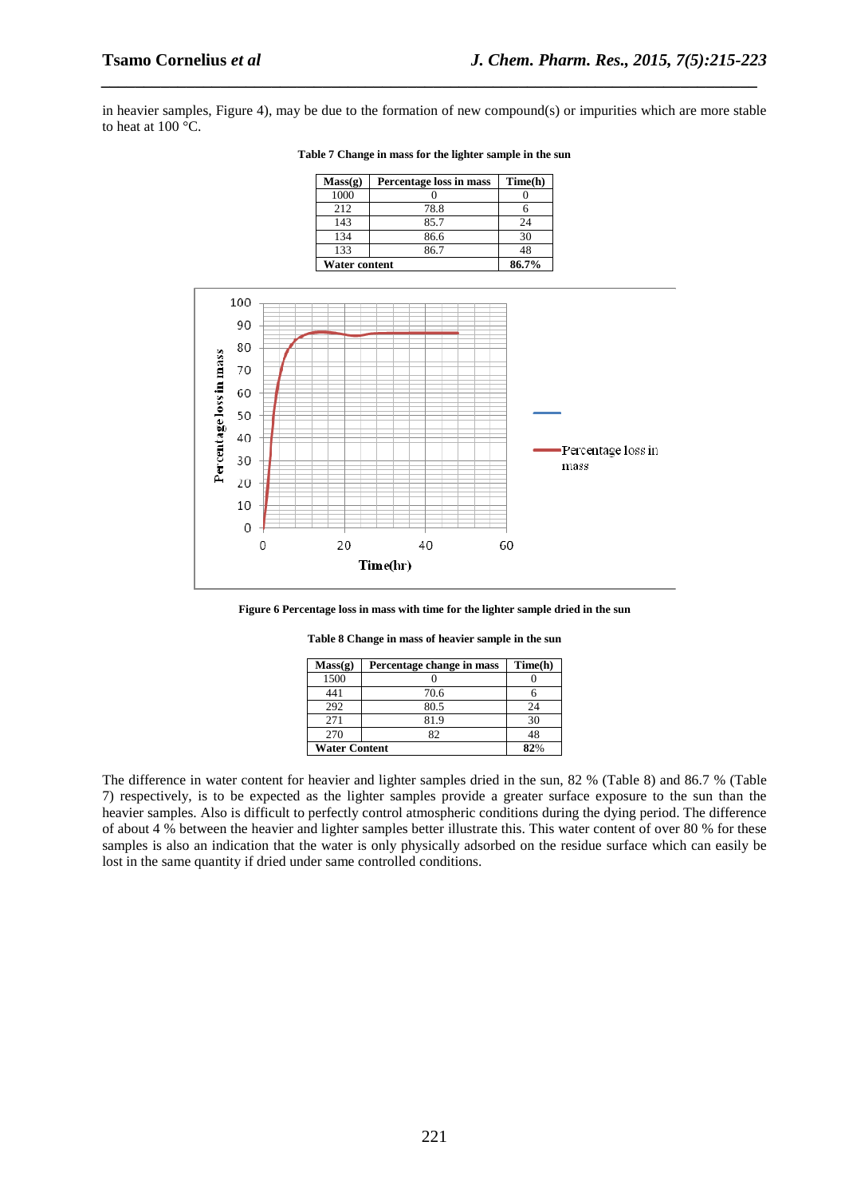in heavier samples, Figure 4), may be due to the formation of new compound(s) or impurities which are more stable to heat at 100 °C.

**Table 7 Change in mass for the lighter sample in the sun**

| Mass(g) | Percentage loss in mass | Time(h) |
|---|---|---|
| 1000 | 0 | 0 |
| 212 | 78.8 | 6 |
| 143 | 85.7 | 24 |
| 134 | 86.6 | 30 |
| 133 | 86.7 | 48 |
| **Water content** | | **86.7%** |

**Figure 6 Percentage loss in mass with time for the lighter sample dried in the sun**

**Table 8 Change in mass of heavier sample in the sun**

| Mass(g) | Percentage change in mass | Time(h) |
|---|---|---|
| 1500 | 0 | 0 |
| 441 | 70.6 | 6 |
| 292 | 80.5 | 24 |
| 271 | 81.9 | 30 |
| 270 | 82 | 48 |
| **Water Content** | | **82**% |

The difference in water content for heavier and lighter samples dried in the sun, 82 % (Table 8) and 86.7 % (Table 7) respectively, is to be expected as the lighter samples provide a greater surface exposure to the sun than the heavier samples. Also is difficult to perfectly control atmospheric conditions during the dying period. The difference of about 4 % between the heavier and lighter samples better illustrate this. This water content of over 80 % for these samples is also an indication that the water is only physically adsorbed on the residue surface which can easily be lost in the same quantity if dried under same controlled conditions.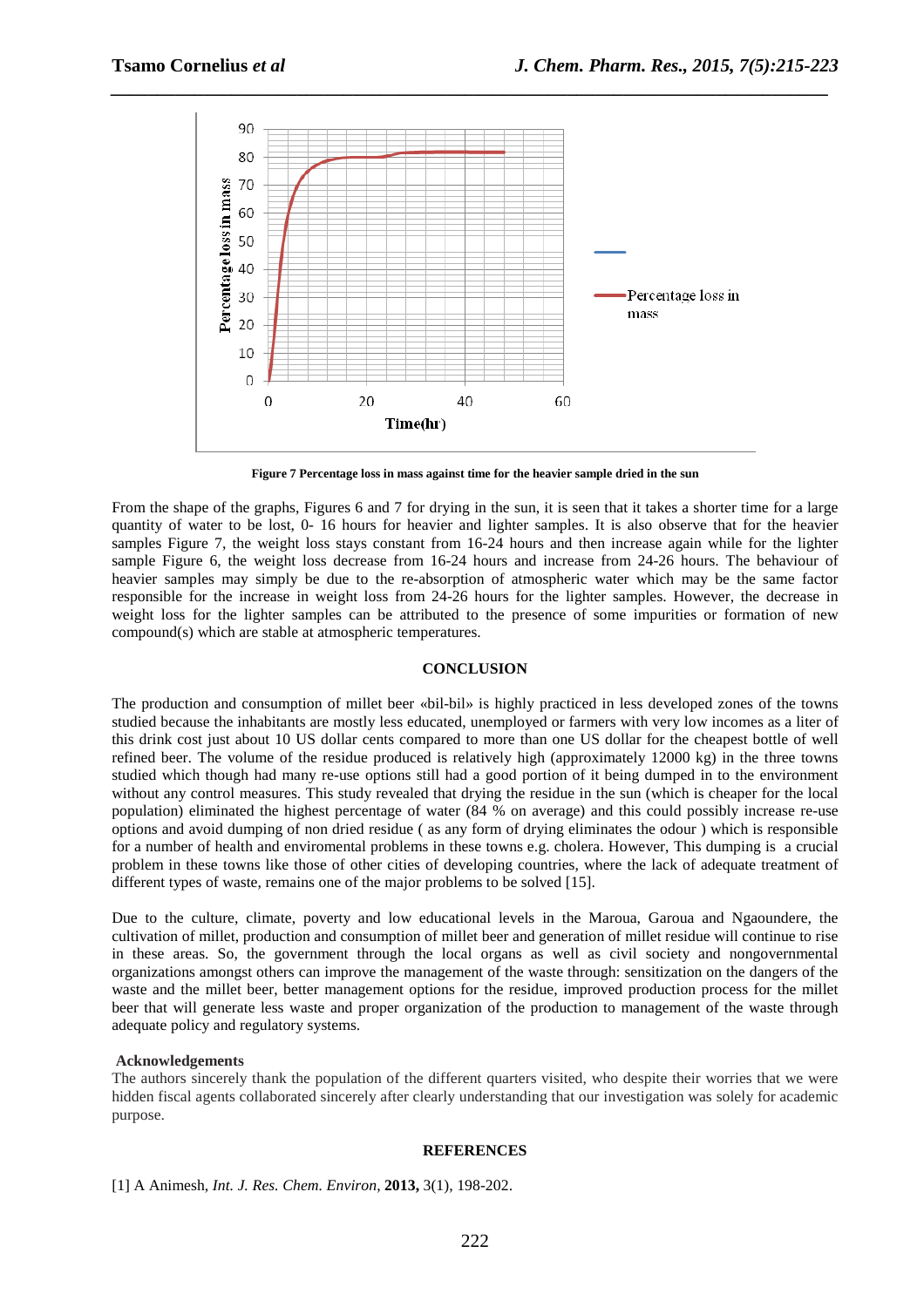**Figure 7 Percentage loss in mass against time for the heavier sample dried in the sun**

From the shape of the graphs, Figures 6 and 7 for drying in the sun, it is seen that it takes a shorter time for a large quantity of water to be lost, 0- 16 hours for heavier and lighter samples. It is also observe that for the heavier samples Figure 7, the weight loss stays constant from 16-24 hours and then increase again while for the lighter sample Figure 6, the weight loss decrease from 16-24 hours and increase from 24-26 hours. The behaviour of heavier samples may simply be due to the re-absorption of atmospheric water which may be the same factor responsible for the increase in weight loss from 24-26 hours for the lighter samples. However, the decrease in weight loss for the lighter samples can be attributed to the presence of some impurities or formation of new compound(s) which are stable at atmospheric temperatures.

## CONCLUSION

The production and consumption of millet beer «bil-bil» is highly practiced in less developed zones of the towns studied because the inhabitants are mostly less educated, unemployed or farmers with very low incomes as a liter of this drink cost just about 10 US dollar cents compared to more than one US dollar for the cheapest bottle of well refined beer. The volume of the residue produced is relatively high (approximately 12000 kg) in the three towns studied which though had many re-use options still had a good portion of it being dumped in to the environment without any control measures. This study revealed that drying the residue in the sun (which is cheaper for the local population) eliminated the highest percentage of water (84 % on average) and this could possibly increase re-use options and avoid dumping of non dried residue ( as any form of drying eliminates the odour ) which is responsible for a number of health and enviromental problems in these towns e.g. cholera. However, This dumping is a crucial problem in these towns like those of other cities of developing countries, where the lack of adequate treatment of different types of waste, remains one of the major problems to be solved [15].

Due to the culture, climate, poverty and low educational levels in the Maroua, Garoua and Ngaoundere, the cultivation of millet, production and consumption of millet beer and generation of millet residue will continue to rise in these areas. So, the government through the local organs as well as civil society and nongovernmental organizations amongst others can improve the management of the waste through: sensitization on the dangers of the waste and the millet beer, better management options for the residue, improved production process for the millet beer that will generate less waste and proper organization of the production to management of the waste through adequate policy and regulatory systems.

### Acknowledgements

The authors sincerely thank the population of the different quarters visited, who despite their worries that we were hidden fiscal agents collaborated sincerely after clearly understanding that our investigation was solely for academic purpose.

## REFERENCES

[1] A Animesh, *Int. J. Res. Chem. Environ*, **2013,** 3(1), 198-202.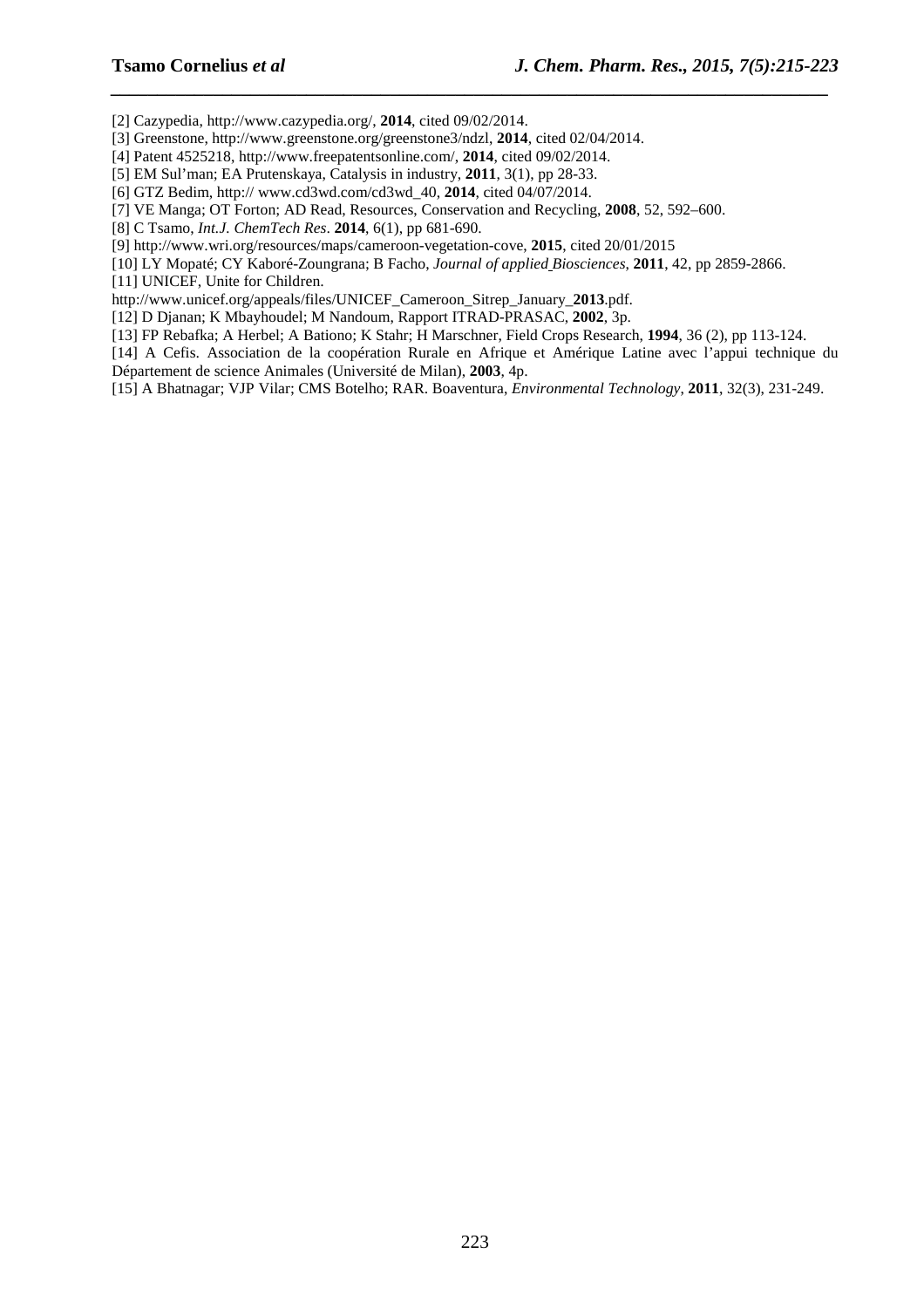[2] Cazypedia, http://www.cazypedia.org/, **2014**, cited 09/02/2014.

[3] Greenstone, http://www.greenstone.org/greenstone3/ndzl, **2014**, cited 02/04/2014.

[4] Patent 4525218, http://www.freepatentsonline.com/, **2014**, cited 09/02/2014.

[5] EM Sul'man; EA Prutenskaya, Catalysis in industry, **2011**, 3(1), pp 28-33.

[6] GTZ Bedim, http:// www.cd3wd.com/cd3wd_40, **2014**, cited 04/07/2014.

[7] VE Manga; OT Forton; AD Read, Resources, Conservation and Recycling, **2008**, 52, 592–600.

[8] C Tsamo, *Int.J. ChemTech Res*. **2014**, 6(1), pp 681-690.

[9] http://www.wri.org/resources/maps/cameroon-vegetation-cove, **2015**, cited 20/01/2015

[10] LY Mopaté; CY Kaboré-Zoungrana; B Facho, *Journal of applied Biosciences*, **2011**, 42, pp 2859-2866.

[11] UNICEF, Unite for Children.
http://www.unicef.org/appeals/files/UNICEF_Cameroon_Sitrep_January_**2013**.pdf.

[12] D Djanan; K Mbayhoudel; M Nandoum, Rapport ITRAD-PRASAC, **2002**, 3p.

[13] FP Rebafka; A Herbel; A Bationo; K Stahr; H Marschner, Field Crops Research, **1994**, 36 (2), pp 113-124.

[14] A Cefis. Association de la coopération Rurale en Afrique et Amérique Latine avec l'appui technique du Département de science Animales (Université de Milan), **2003**, 4p.

[15] A Bhatnagar; VJP Vilar; CMS Botelho; RAR. Boaventura, *Environmental Technology*, **2011**, 32(3), 231-249.